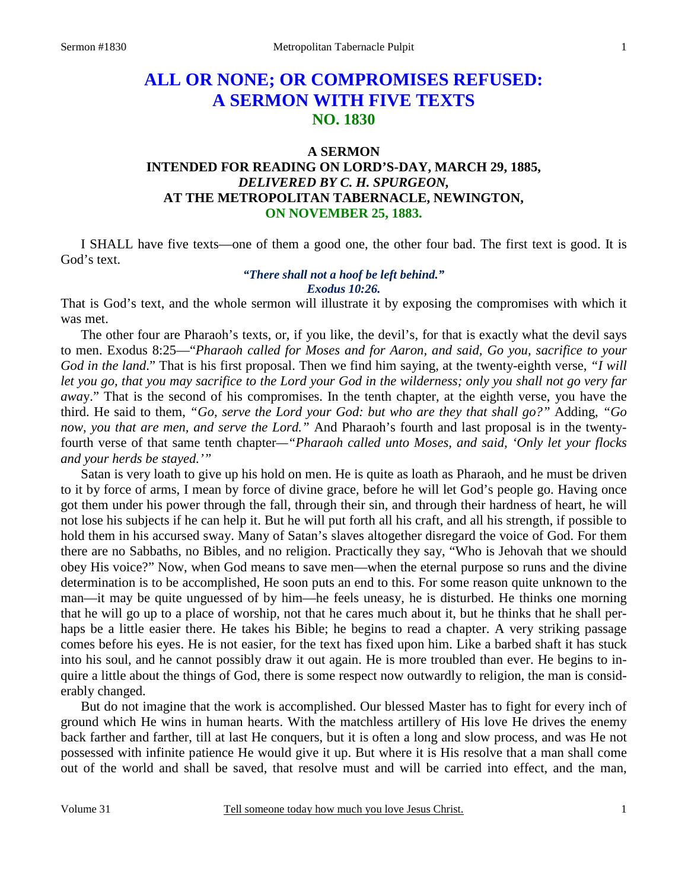# ALL OR NONE; OR COMPROMISES REFUSED: A SERMON WITH FIVE TEXTS
## NO. 1830

### A SERMON
### INTENDED FOR READING ON LORD'S-DAY, MARCH 29, 1885,
### *DELIVERED BY C. H. SPURGEON,*
### AT THE METROPOLITAN TABERNACLE, NEWINGTON,
### ON NOVEMBER 25, 1883.

I SHALL have five texts—one of them a good one, the other four bad. The first text is good. It is God's text.

***"There shall not a hoof be left behind." Exodus 10:26.***

That is God's text, and the whole sermon will illustrate it by exposing the compromises with which it was met.

The other four are Pharaoh's texts, or, if you like, the devil's, for that is exactly what the devil says to men. Exodus 8:25—*"Pharaoh called for Moses and for Aaron, and said, Go you, sacrifice to your God in the land*." That is his first proposal. Then we find him saying, at the twenty-eighth verse, *"I will let you go, that you may sacrifice to the Lord your God in the wilderness; only you shall not go very far away*." That is the second of his compromises. In the tenth chapter, at the eighth verse, you have the third. He said to them, *"Go, serve the Lord your God: but who are they that shall go?"* Adding, *"Go now, you that are men, and serve the Lord."* And Pharaoh's fourth and last proposal is in the twenty-fourth verse of that same tenth chapter—*"Pharaoh called unto Moses, and said, 'Only let your flocks and your herds be stayed.'"*

Satan is very loath to give up his hold on men. He is quite as loath as Pharaoh, and he must be driven to it by force of arms, I mean by force of divine grace, before he will let God's people go. Having once got them under his power through the fall, through their sin, and through their hardness of heart, he will not lose his subjects if he can help it. But he will put forth all his craft, and all his strength, if possible to hold them in his accursed sway. Many of Satan's slaves altogether disregard the voice of God. For them there are no Sabbaths, no Bibles, and no religion. Practically they say, "Who is Jehovah that we should obey His voice?" Now, when God means to save men—when the eternal purpose so runs and the divine determination is to be accomplished, He soon puts an end to this. For some reason quite unknown to the man—it may be quite unguessed of by him—he feels uneasy, he is disturbed. He thinks one morning that he will go up to a place of worship, not that he cares much about it, but he thinks that he shall perhaps be a little easier there. He takes his Bible; he begins to read a chapter. A very striking passage comes before his eyes. He is not easier, for the text has fixed upon him. Like a barbed shaft it has stuck into his soul, and he cannot possibly draw it out again. He is more troubled than ever. He begins to inquire a little about the things of God, there is some respect now outwardly to religion, the man is considerably changed.

But do not imagine that the work is accomplished. Our blessed Master has to fight for every inch of ground which He wins in human hearts. With the matchless artillery of His love He drives the enemy back farther and farther, till at last He conquers, but it is often a long and slow process, and was He not possessed with infinite patience He would give it up. But where it is His resolve that a man shall come out of the world and shall be saved, that resolve must and will be carried into effect, and the man,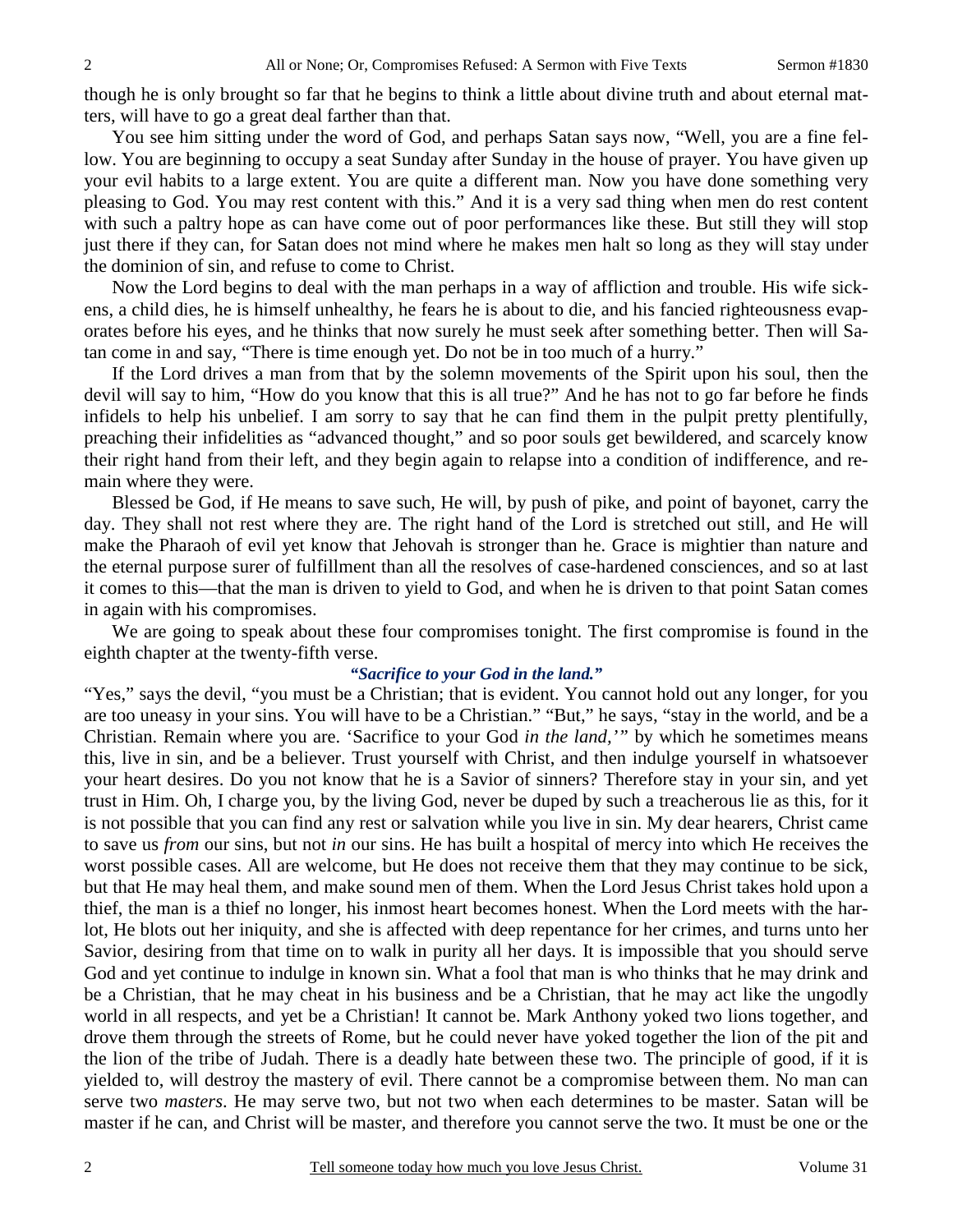though he is only brought so far that he begins to think a little about divine truth and about eternal matters, will have to go a great deal farther than that.

You see him sitting under the word of God, and perhaps Satan says now, "Well, you are a fine fellow. You are beginning to occupy a seat Sunday after Sunday in the house of prayer. You have given up your evil habits to a large extent. You are quite a different man. Now you have done something very pleasing to God. You may rest content with this." And it is a very sad thing when men do rest content with such a paltry hope as can have come out of poor performances like these. But still they will stop just there if they can, for Satan does not mind where he makes men halt so long as they will stay under the dominion of sin, and refuse to come to Christ.

Now the Lord begins to deal with the man perhaps in a way of affliction and trouble. His wife sickens, a child dies, he is himself unhealthy, he fears he is about to die, and his fancied righteousness evaporates before his eyes, and he thinks that now surely he must seek after something better. Then will Satan come in and say, "There is time enough yet. Do not be in too much of a hurry."

If the Lord drives a man from that by the solemn movements of the Spirit upon his soul, then the devil will say to him, "How do you know that this is all true?" And he has not to go far before he finds infidels to help his unbelief. I am sorry to say that he can find them in the pulpit pretty plentifully, preaching their infidelities as "advanced thought," and so poor souls get bewildered, and scarcely know their right hand from their left, and they begin again to relapse into a condition of indifference, and remain where they were.

Blessed be God, if He means to save such, He will, by push of pike, and point of bayonet, carry the day. They shall not rest where they are. The right hand of the Lord is stretched out still, and He will make the Pharaoh of evil yet know that Jehovah is stronger than he. Grace is mightier than nature and the eternal purpose surer of fulfillment than all the resolves of case-hardened consciences, and so at last it comes to this—that the man is driven to yield to God, and when he is driven to that point Satan comes in again with his compromises.

We are going to speak about these four compromises tonight. The first compromise is found in the eighth chapter at the twenty-fifth verse.

***"Sacrifice to your God in the land."***

"Yes," says the devil, "you must be a Christian; that is evident. You cannot hold out any longer, for you are too uneasy in your sins. You will have to be a Christian." "But," he says, "stay in the world, and be a Christian. Remain where you are. 'Sacrifice to your God *in the land,*'" by which he sometimes means this, live in sin, and be a believer. Trust yourself with Christ, and then indulge yourself in whatsoever your heart desires. Do you not know that he is a Savior of sinners? Therefore stay in your sin, and yet trust in Him. Oh, I charge you, by the living God, never be duped by such a treacherous lie as this, for it is not possible that you can find any rest or salvation while you live in sin. My dear hearers, Christ came to save us *from* our sins, but not *in* our sins. He has built a hospital of mercy into which He receives the worst possible cases. All are welcome, but He does not receive them that they may continue to be sick, but that He may heal them, and make sound men of them. When the Lord Jesus Christ takes hold upon a thief, the man is a thief no longer, his inmost heart becomes honest. When the Lord meets with the harlot, He blots out her iniquity, and she is affected with deep repentance for her crimes, and turns unto her Savior, desiring from that time on to walk in purity all her days. It is impossible that you should serve God and yet continue to indulge in known sin. What a fool that man is who thinks that he may drink and be a Christian, that he may cheat in his business and be a Christian, that he may act like the ungodly world in all respects, and yet be a Christian! It cannot be. Mark Anthony yoked two lions together, and drove them through the streets of Rome, but he could never have yoked together the lion of the pit and the lion of the tribe of Judah. There is a deadly hate between these two. The principle of good, if it is yielded to, will destroy the mastery of evil. There cannot be a compromise between them. No man can serve two *masters*. He may serve two, but not two when each determines to be master. Satan will be master if he can, and Christ will be master, and therefore you cannot serve the two. It must be one or the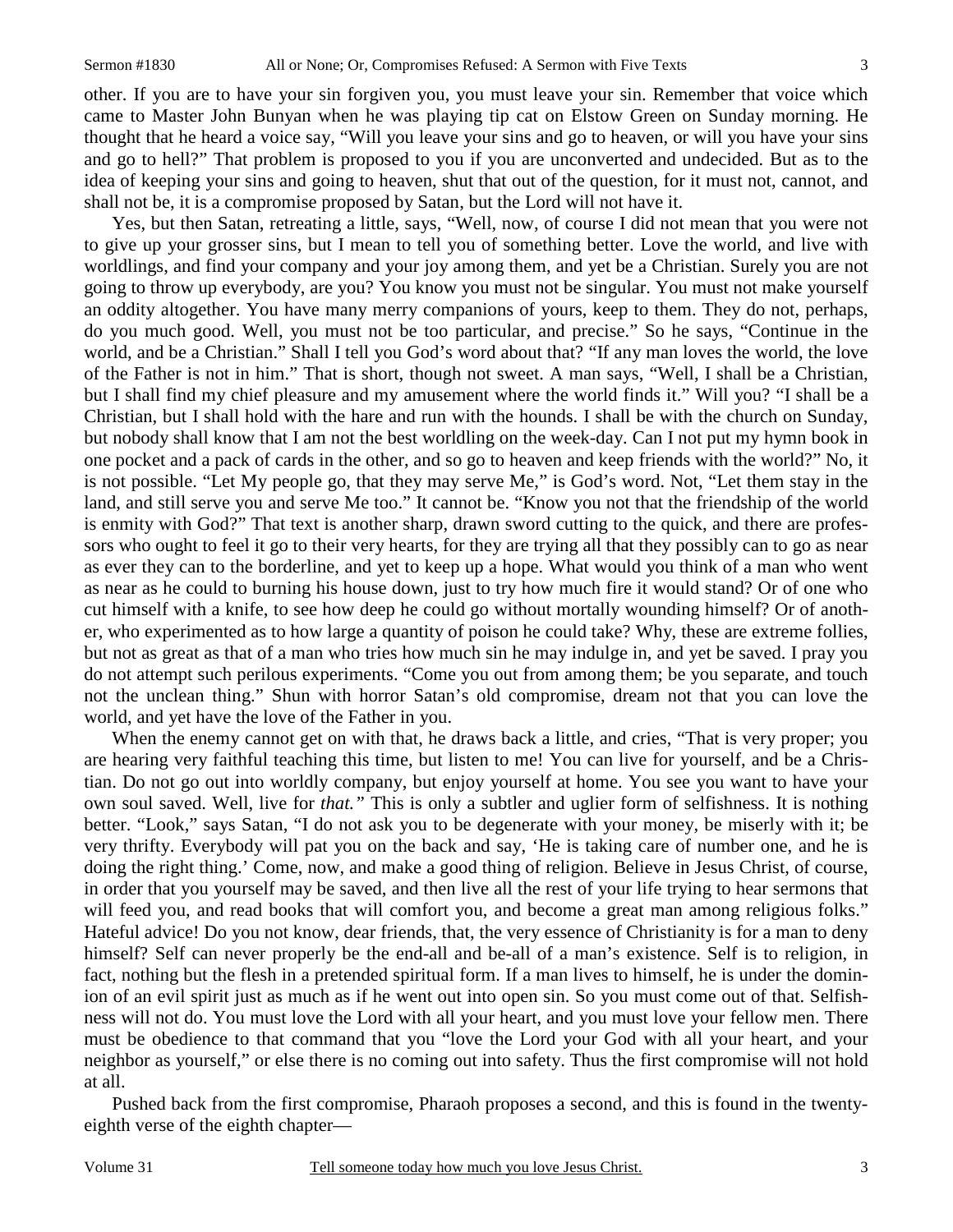other. If you are to have your sin forgiven you, you must leave your sin. Remember that voice which came to Master John Bunyan when he was playing tip cat on Elstow Green on Sunday morning. He thought that he heard a voice say, "Will you leave your sins and go to heaven, or will you have your sins and go to hell?" That problem is proposed to you if you are unconverted and undecided. But as to the idea of keeping your sins and going to heaven, shut that out of the question, for it must not, cannot, and shall not be, it is a compromise proposed by Satan, but the Lord will not have it.

Yes, but then Satan, retreating a little, says, "Well, now, of course I did not mean that you were not to give up your grosser sins, but I mean to tell you of something better. Love the world, and live with worldlings, and find your company and your joy among them, and yet be a Christian. Surely you are not going to throw up everybody, are you? You know you must not be singular. You must not make yourself an oddity altogether. You have many merry companions of yours, keep to them. They do not, perhaps, do you much good. Well, you must not be too particular, and precise." So he says, "Continue in the world, and be a Christian." Shall I tell you God's word about that? "If any man loves the world, the love of the Father is not in him." That is short, though not sweet. A man says, "Well, I shall be a Christian, but I shall find my chief pleasure and my amusement where the world finds it." Will you? "I shall be a Christian, but I shall hold with the hare and run with the hounds. I shall be with the church on Sunday, but nobody shall know that I am not the best worldling on the week-day. Can I not put my hymn book in one pocket and a pack of cards in the other, and so go to heaven and keep friends with the world?" No, it is not possible. "Let My people go, that they may serve Me," is God's word. Not, "Let them stay in the land, and still serve you and serve Me too." It cannot be. "Know you not that the friendship of the world is enmity with God?" That text is another sharp, drawn sword cutting to the quick, and there are professors who ought to feel it go to their very hearts, for they are trying all that they possibly can to go as near as ever they can to the borderline, and yet to keep up a hope. What would you think of a man who went as near as he could to burning his house down, just to try how much fire it would stand? Or of one who cut himself with a knife, to see how deep he could go without mortally wounding himself? Or of another, who experimented as to how large a quantity of poison he could take? Why, these are extreme follies, but not as great as that of a man who tries how much sin he may indulge in, and yet be saved. I pray you do not attempt such perilous experiments. "Come you out from among them; be you separate, and touch not the unclean thing." Shun with horror Satan's old compromise, dream not that you can love the world, and yet have the love of the Father in you.

When the enemy cannot get on with that, he draws back a little, and cries, "That is very proper; you are hearing very faithful teaching this time, but listen to me! You can live for yourself, and be a Christian. Do not go out into worldly company, but enjoy yourself at home. You see you want to have your own soul saved. Well, live for *that."* This is only a subtler and uglier form of selfishness. It is nothing better. "Look," says Satan, "I do not ask you to be degenerate with your money, be miserly with it; be very thrifty. Everybody will pat you on the back and say, 'He is taking care of number one, and he is doing the right thing.' Come, now, and make a good thing of religion. Believe in Jesus Christ, of course, in order that you yourself may be saved, and then live all the rest of your life trying to hear sermons that will feed you, and read books that will comfort you, and become a great man among religious folks." Hateful advice! Do you not know, dear friends, that, the very essence of Christianity is for a man to deny himself? Self can never properly be the end-all and be-all of a man's existence. Self is to religion, in fact, nothing but the flesh in a pretended spiritual form. If a man lives to himself, he is under the dominion of an evil spirit just as much as if he went out into open sin. So you must come out of that. Selfishness will not do. You must love the Lord with all your heart, and you must love your fellow men. There must be obedience to that command that you "love the Lord your God with all your heart, and your neighbor as yourself," or else there is no coming out into safety. Thus the first compromise will not hold at all.

Pushed back from the first compromise, Pharaoh proposes a second, and this is found in the twenty-eighth verse of the eighth chapter—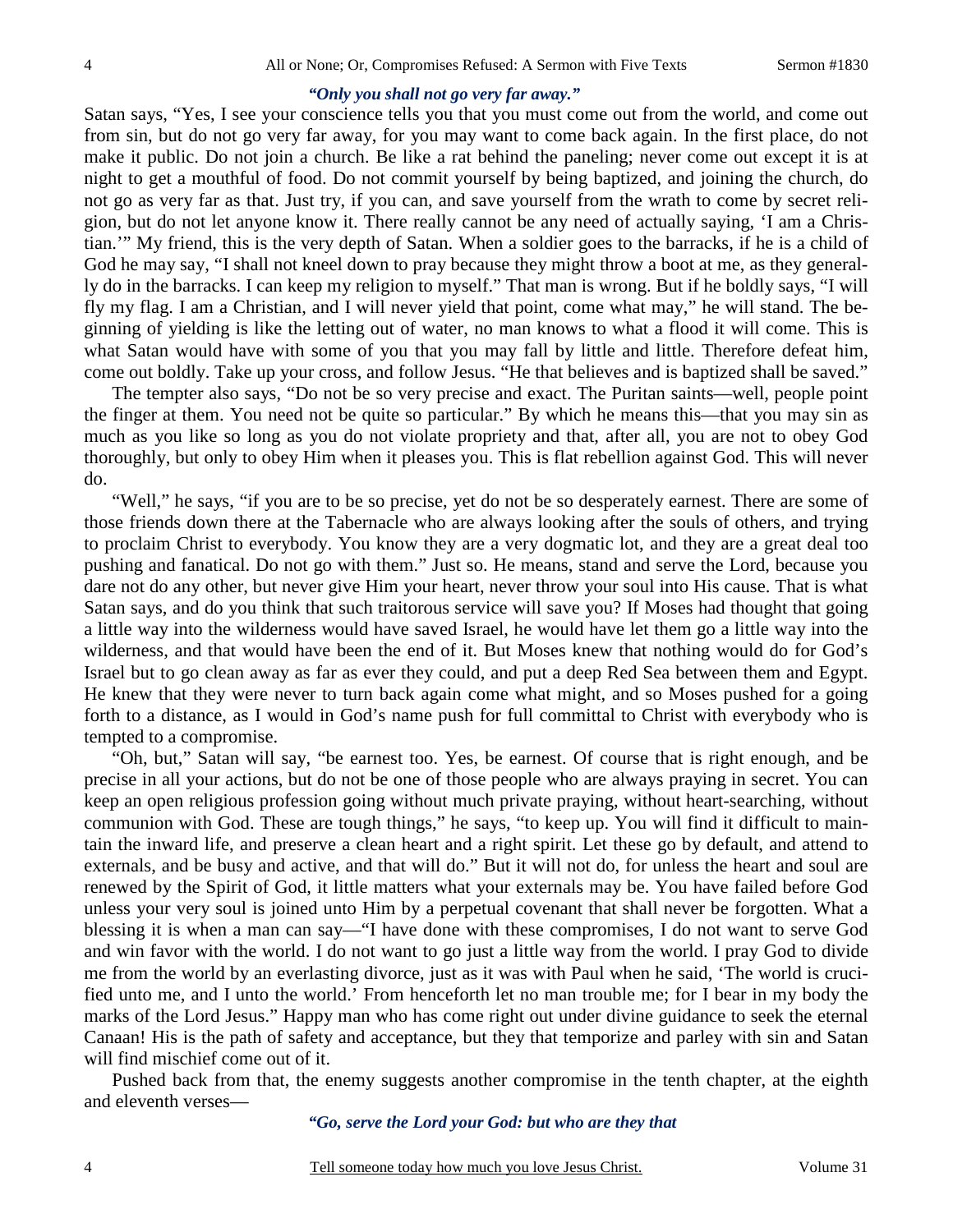*"Only you shall not go very far away."*

Satan says, "Yes, I see your conscience tells you that you must come out from the world, and come out from sin, but do not go very far away, for you may want to come back again. In the first place, do not make it public. Do not join a church. Be like a rat behind the paneling; never come out except it is at night to get a mouthful of food. Do not commit yourself by being baptized, and joining the church, do not go as very far as that. Just try, if you can, and save yourself from the wrath to come by secret religion, but do not let anyone know it. There really cannot be any need of actually saying, 'I am a Christian.'" My friend, this is the very depth of Satan. When a soldier goes to the barracks, if he is a child of God he may say, "I shall not kneel down to pray because they might throw a boot at me, as they generally do in the barracks. I can keep my religion to myself." That man is wrong. But if he boldly says, "I will fly my flag. I am a Christian, and I will never yield that point, come what may," he will stand. The beginning of yielding is like the letting out of water, no man knows to what a flood it will come. This is what Satan would have with some of you that you may fall by little and little. Therefore defeat him, come out boldly. Take up your cross, and follow Jesus. "He that believes and is baptized shall be saved."

The tempter also says, "Do not be so very precise and exact. The Puritan saints—well, people point the finger at them. You need not be quite so particular." By which he means this—that you may sin as much as you like so long as you do not violate propriety and that, after all, you are not to obey God thoroughly, but only to obey Him when it pleases you. This is flat rebellion against God. This will never do.

"Well," he says, "if you are to be so precise, yet do not be so desperately earnest. There are some of those friends down there at the Tabernacle who are always looking after the souls of others, and trying to proclaim Christ to everybody. You know they are a very dogmatic lot, and they are a great deal too pushing and fanatical. Do not go with them." Just so. He means, stand and serve the Lord, because you dare not do any other, but never give Him your heart, never throw your soul into His cause. That is what Satan says, and do you think that such traitorous service will save you? If Moses had thought that going a little way into the wilderness would have saved Israel, he would have let them go a little way into the wilderness, and that would have been the end of it. But Moses knew that nothing would do for God's Israel but to go clean away as far as ever they could, and put a deep Red Sea between them and Egypt. He knew that they were never to turn back again come what might, and so Moses pushed for a going forth to a distance, as I would in God's name push for full committal to Christ with everybody who is tempted to a compromise.

"Oh, but," Satan will say, "be earnest too. Yes, be earnest. Of course that is right enough, and be precise in all your actions, but do not be one of those people who are always praying in secret. You can keep an open religious profession going without much private praying, without heart-searching, without communion with God. These are tough things," he says, "to keep up. You will find it difficult to maintain the inward life, and preserve a clean heart and a right spirit. Let these go by default, and attend to externals, and be busy and active, and that will do." But it will not do, for unless the heart and soul are renewed by the Spirit of God, it little matters what your externals may be. You have failed before God unless your very soul is joined unto Him by a perpetual covenant that shall never be forgotten. What a blessing it is when a man can say—"I have done with these compromises, I do not want to serve God and win favor with the world. I do not want to go just a little way from the world. I pray God to divide me from the world by an everlasting divorce, just as it was with Paul when he said, 'The world is crucified unto me, and I unto the world.' From henceforth let no man trouble me; for I bear in my body the marks of the Lord Jesus." Happy man who has come right out under divine guidance to seek the eternal Canaan! His is the path of safety and acceptance, but they that temporize and parley with sin and Satan will find mischief come out of it.

Pushed back from that, the enemy suggests another compromise in the tenth chapter, at the eighth and eleventh verses—

*"Go, serve the Lord your God: but who are they that*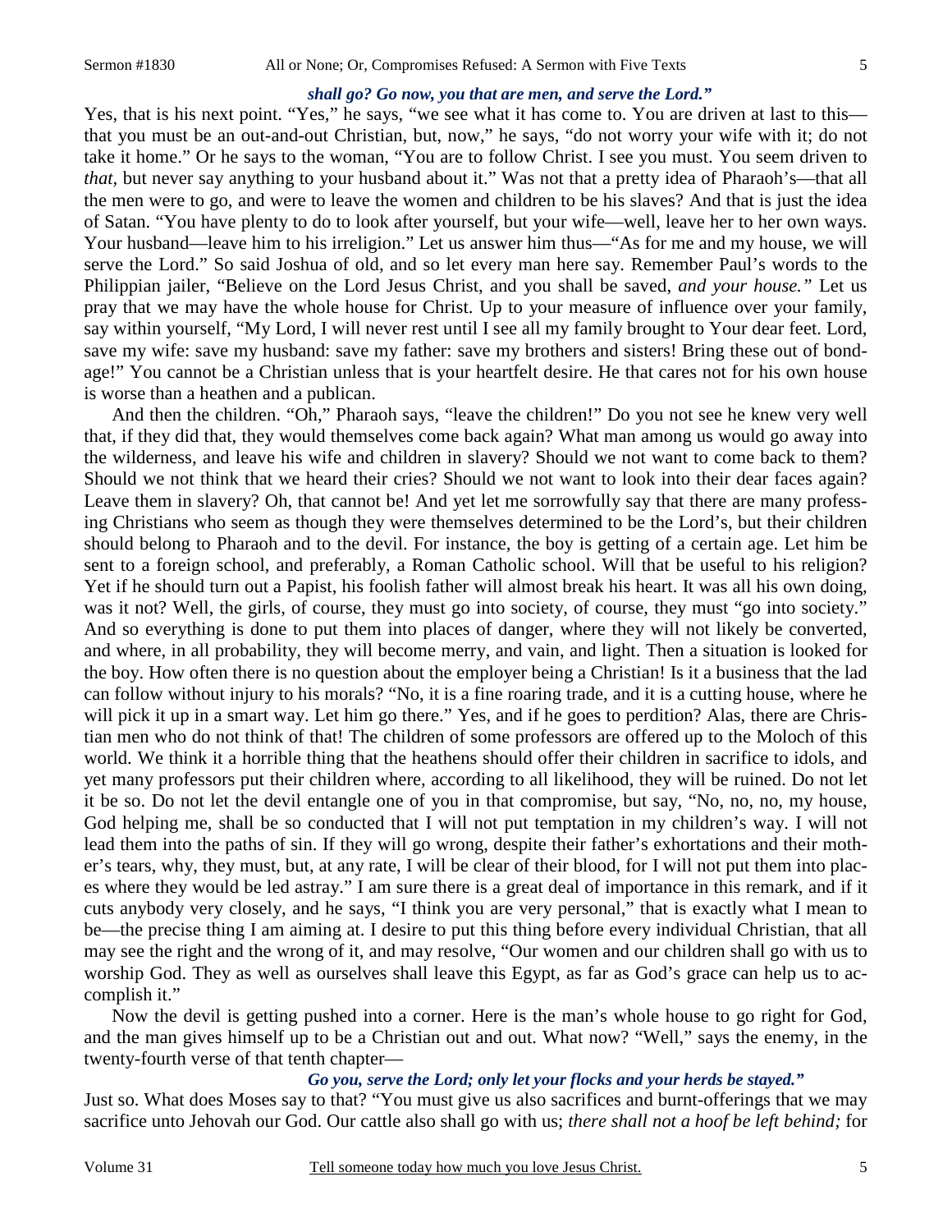***shall go? Go now, you that are men, and serve the Lord."***

Yes, that is his next point. "Yes," he says, "we see what it has come to. You are driven at last to this—that you must be an out-and-out Christian, but, now," he says, "do not worry your wife with it; do not take it home." Or he says to the woman, "You are to follow Christ. I see you must. You seem driven to *that,* but never say anything to your husband about it." Was not that a pretty idea of Pharaoh's—that all the men were to go, and were to leave the women and children to be his slaves? And that is just the idea of Satan. "You have plenty to do to look after yourself, but your wife—well, leave her to her own ways. Your husband—leave him to his irreligion." Let us answer him thus—"As for me and my house, we will serve the Lord." So said Joshua of old, and so let every man here say. Remember Paul's words to the Philippian jailer, "Believe on the Lord Jesus Christ, and you shall be saved, *and your house."* Let us pray that we may have the whole house for Christ. Up to your measure of influence over your family, say within yourself, "My Lord, I will never rest until I see all my family brought to Your dear feet. Lord, save my wife: save my husband: save my father: save my brothers and sisters! Bring these out of bondage!" You cannot be a Christian unless that is your heartfelt desire. He that cares not for his own house is worse than a heathen and a publican.

And then the children. "Oh," Pharaoh says, "leave the children!" Do you not see he knew very well that, if they did that, they would themselves come back again? What man among us would go away into the wilderness, and leave his wife and children in slavery? Should we not want to come back to them? Should we not think that we heard their cries? Should we not want to look into their dear faces again? Leave them in slavery? Oh, that cannot be! And yet let me sorrowfully say that there are many professing Christians who seem as though they were themselves determined to be the Lord's, but their children should belong to Pharaoh and to the devil. For instance, the boy is getting of a certain age. Let him be sent to a foreign school, and preferably, a Roman Catholic school. Will that be useful to his religion? Yet if he should turn out a Papist, his foolish father will almost break his heart. It was all his own doing, was it not? Well, the girls, of course, they must go into society, of course, they must "go into society." And so everything is done to put them into places of danger, where they will not likely be converted, and where, in all probability, they will become merry, and vain, and light. Then a situation is looked for the boy. How often there is no question about the employer being a Christian! Is it a business that the lad can follow without injury to his morals? "No, it is a fine roaring trade, and it is a cutting house, where he will pick it up in a smart way. Let him go there." Yes, and if he goes to perdition? Alas, there are Christian men who do not think of that! The children of some professors are offered up to the Moloch of this world. We think it a horrible thing that the heathens should offer their children in sacrifice to idols, and yet many professors put their children where, according to all likelihood, they will be ruined. Do not let it be so. Do not let the devil entangle one of you in that compromise, but say, "No, no, no, my house, God helping me, shall be so conducted that I will not put temptation in my children's way. I will not lead them into the paths of sin. If they will go wrong, despite their father's exhortations and their mother's tears, why, they must, but, at any rate, I will be clear of their blood, for I will not put them into places where they would be led astray." I am sure there is a great deal of importance in this remark, and if it cuts anybody very closely, and he says, "I think you are very personal," that is exactly what I mean to be—the precise thing I am aiming at. I desire to put this thing before every individual Christian, that all may see the right and the wrong of it, and may resolve, "Our women and our children shall go with us to worship God. They as well as ourselves shall leave this Egypt, as far as God's grace can help us to accomplish it."

Now the devil is getting pushed into a corner. Here is the man's whole house to go right for God, and the man gives himself up to be a Christian out and out. What now? "Well," says the enemy, in the twenty-fourth verse of that tenth chapter—

***Go you, serve the Lord; only let your flocks and your herds be stayed."***

Just so. What does Moses say to that? "You must give us also sacrifices and burnt-offerings that we may sacrifice unto Jehovah our God. Our cattle also shall go with us; *there shall not a hoof be left behind;* for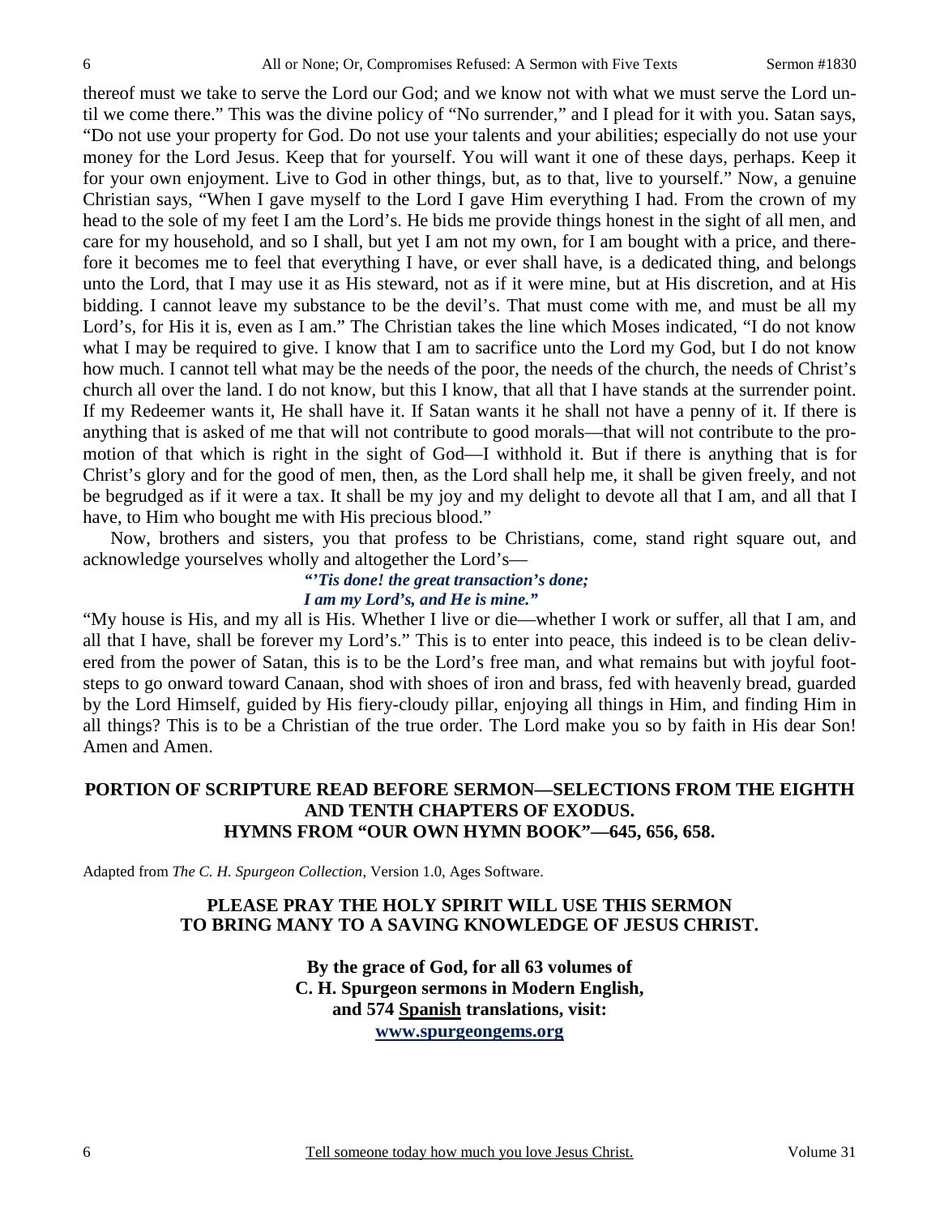thereof must we take to serve the Lord our God; and we know not with what we must serve the Lord until we come there." This was the divine policy of "No surrender," and I plead for it with you. Satan says, "Do not use your property for God. Do not use your talents and your abilities; especially do not use your money for the Lord Jesus. Keep that for yourself. You will want it one of these days, perhaps. Keep it for your own enjoyment. Live to God in other things, but, as to that, live to yourself." Now, a genuine Christian says, "When I gave myself to the Lord I gave Him everything I had. From the crown of my head to the sole of my feet I am the Lord's. He bids me provide things honest in the sight of all men, and care for my household, and so I shall, but yet I am not my own, for I am bought with a price, and therefore it becomes me to feel that everything I have, or ever shall have, is a dedicated thing, and belongs unto the Lord, that I may use it as His steward, not as if it were mine, but at His discretion, and at His bidding. I cannot leave my substance to be the devil's. That must come with me, and must be all my Lord's, for His it is, even as I am." The Christian takes the line which Moses indicated, "I do not know what I may be required to give. I know that I am to sacrifice unto the Lord my God, but I do not know how much. I cannot tell what may be the needs of the poor, the needs of the church, the needs of Christ's church all over the land. I do not know, but this I know, that all that I have stands at the surrender point. If my Redeemer wants it, He shall have it. If Satan wants it he shall not have a penny of it. If there is anything that is asked of me that will not contribute to good morals—that will not contribute to the promotion of that which is right in the sight of God—I withhold it. But if there is anything that is for Christ's glory and for the good of men, then, as the Lord shall help me, it shall be given freely, and not be begrudged as if it were a tax. It shall be my joy and my delight to devote all that I am, and all that I have, to Him who bought me with His precious blood."

Now, brothers and sisters, you that profess to be Christians, come, stand right square out, and acknowledge yourselves wholly and altogether the Lord's—

> ***"'Tis done! the great transaction's done;***
> ***I am my Lord's, and He is mine."***

"My house is His, and my all is His. Whether I live or die—whether I work or suffer, all that I am, and all that I have, shall be forever my Lord's." This is to enter into peace, this indeed is to be clean delivered from the power of Satan, this is to be the Lord's free man, and what remains but with joyful footsteps to go onward toward Canaan, shod with shoes of iron and brass, fed with heavenly bread, guarded by the Lord Himself, guided by His fiery-cloudy pillar, enjoying all things in Him, and finding Him in all things? This is to be a Christian of the true order. The Lord make you so by faith in His dear Son! Amen and Amen.

**PORTION OF SCRIPTURE READ BEFORE SERMON—SELECTIONS FROM THE EIGHTH AND TENTH CHAPTERS OF EXODUS.**
**HYMNS FROM "OUR OWN HYMN BOOK"—645, 656, 658.**

Adapted from *The C. H. Spurgeon Collection*, Version 1.0, Ages Software.

**PLEASE PRAY THE HOLY SPIRIT WILL USE THIS SERMON TO BRING MANY TO A SAVING KNOWLEDGE OF JESUS CHRIST.**

**By the grace of God, for all 63 volumes of C. H. Spurgeon sermons in Modern English, and 574 Spanish translations, visit: www.spurgeongems.org**